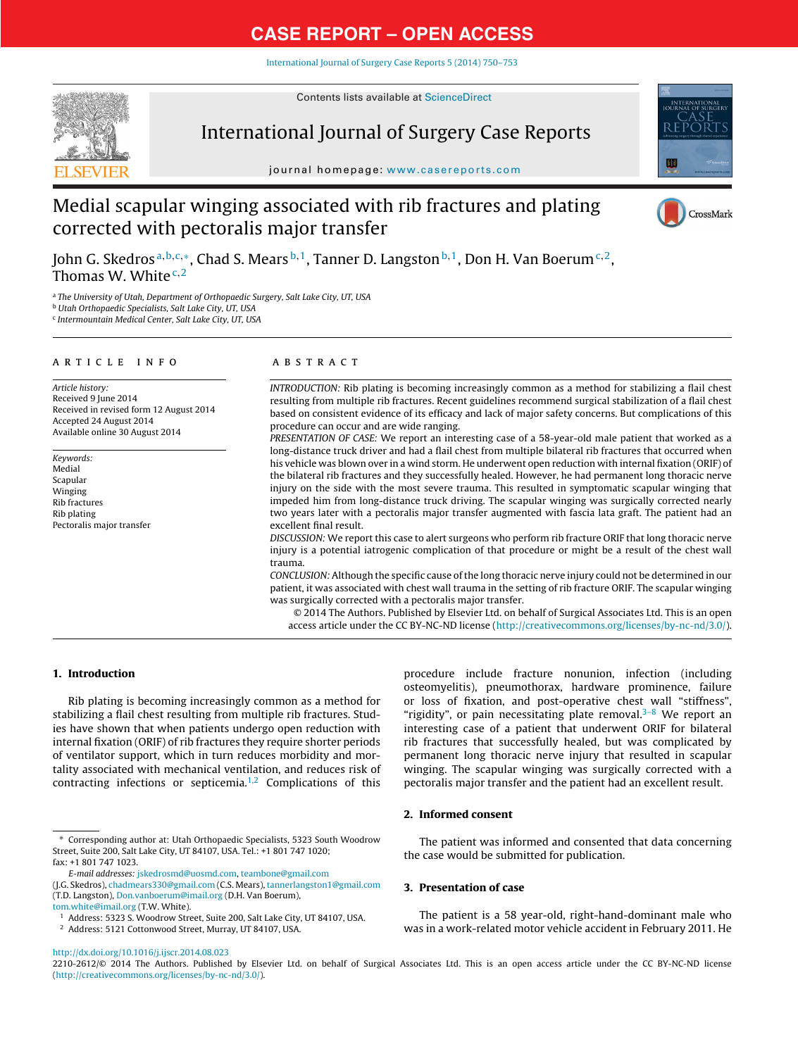# Medial scapular winging associated with rib fractures and plating corrected with pectoralis major transfer

John G. Skedros[a,b,c,*], Chad S. Mears[b,1], Tanner D. Langston[b,1], Don H. Van Boerum[c,2], Thomas W. White[c,2]

[a] The University of Utah, Department of Orthopaedic Surgery, Salt Lake City, UT, USA
[b] Utah Orthopaedic Specialists, Salt Lake City, UT, USA
[c] Intermountain Medical Center, Salt Lake City, UT, USA

## ARTICLE INFO

*Article history:*
Received 9 June 2014
Received in revised form 12 August 2014
Accepted 24 August 2014
Available online 30 August 2014

*Keywords:*
Medial
Scapular
Winging
Rib fractures
Rib plating
Pectoralis major transfer

## ABSTRACT

*INTRODUCTION:* Rib plating is becoming increasingly common as a method for stabilizing a flail chest resulting from multiple rib fractures. Recent guidelines recommend surgical stabilization of a flail chest based on consistent evidence of its efficacy and lack of major safety concerns. But complications of this procedure can occur and are wide ranging.

*PRESENTATION OF CASE:* We report an interesting case of a 58-year-old male patient that worked as a long-distance truck driver and had a flail chest from multiple bilateral rib fractures that occurred when his vehicle was blown over in a wind storm. He underwent open reduction with internal fixation (ORIF) of the bilateral rib fractures and they successfully healed. However, he had permanent long thoracic nerve injury on the side with the most severe trauma. This resulted in symptomatic scapular winging that impeded him from long-distance truck driving. The scapular winging was surgically corrected nearly two years later with a pectoralis major transfer augmented with fascia lata graft. The patient had an excellent final result.

*DISCUSSION:* We report this case to alert surgeons who perform rib fracture ORIF that long thoracic nerve injury is a potential iatrogenic complication of that procedure or might be a result of the chest wall trauma.

*CONCLUSION:* Although the specific cause of the long thoracic nerve injury could not be determined in our patient, it was associated with chest wall trauma in the setting of rib fracture ORIF. The scapular winging was surgically corrected with a pectoralis major transfer.

© 2014 The Authors. Published by Elsevier Ltd. on behalf of Surgical Associates Ltd. This is an open access article under the CC BY-NC-ND license (http://creativecommons.org/licenses/by-nc-nd/3.0/).

## 1. Introduction

Rib plating is becoming increasingly common as a method for stabilizing a flail chest resulting from multiple rib fractures. Studies have shown that when patients undergo open reduction with internal fixation (ORIF) of rib fractures they require shorter periods of ventilator support, which in turn reduces morbidity and mortality associated with mechanical ventilation, and reduces risk of contracting infections or septicemia.[1,2] Complications of this procedure include fracture nonunion, infection (including osteomyelitis), pneumothorax, hardware prominence, failure or loss of fixation, and post-operative chest wall "stiffness", "rigidity", or pain necessitating plate removal.[3–8] We report an interesting case of a patient that underwent ORIF for bilateral rib fractures that successfully healed, but was complicated by permanent long thoracic nerve injury that resulted in scapular winging. The scapular winging was surgically corrected with a pectoralis major transfer and the patient had an excellent result.

## 2. Informed consent

The patient was informed and consented that data concerning the case would be submitted for publication.

## 3. Presentation of case

The patient is a 58 year-old, right-hand-dominant male who was in a work-related motor vehicle accident in February 2011. He

---

\* Corresponding author at: Utah Orthopaedic Specialists, 5323 South Woodrow Street, Suite 200, Salt Lake City, UT 84107, USA. Tel.: +1 801 747 1020; fax: +1 801 747 1023.

*E-mail addresses:* jskedrosmd@uosmd.com, teambone@gmail.com (J.G. Skedros), chadmears330@gmail.com (C.S. Mears), tannerlangston1@gmail.com (T.D. Langston), Don.vanboerum@imail.org (D.H. Van Boerum), tom.white@imail.org (T.W. White).

[1] Address: 5323 S. Woodrow Street, Suite 200, Salt Lake City, UT 84107, USA.
[2] Address: 5121 Cottonwood Street, Murray, UT 84107, USA.

http://dx.doi.org/10.1016/j.ijscr.2014.08.023
2210-2612/© 2014 The Authors. Published by Elsevier Ltd. on behalf of Surgical Associates Ltd. This is an open access article under the CC BY-NC-ND license (http://creativecommons.org/licenses/by-nc-nd/3.0/).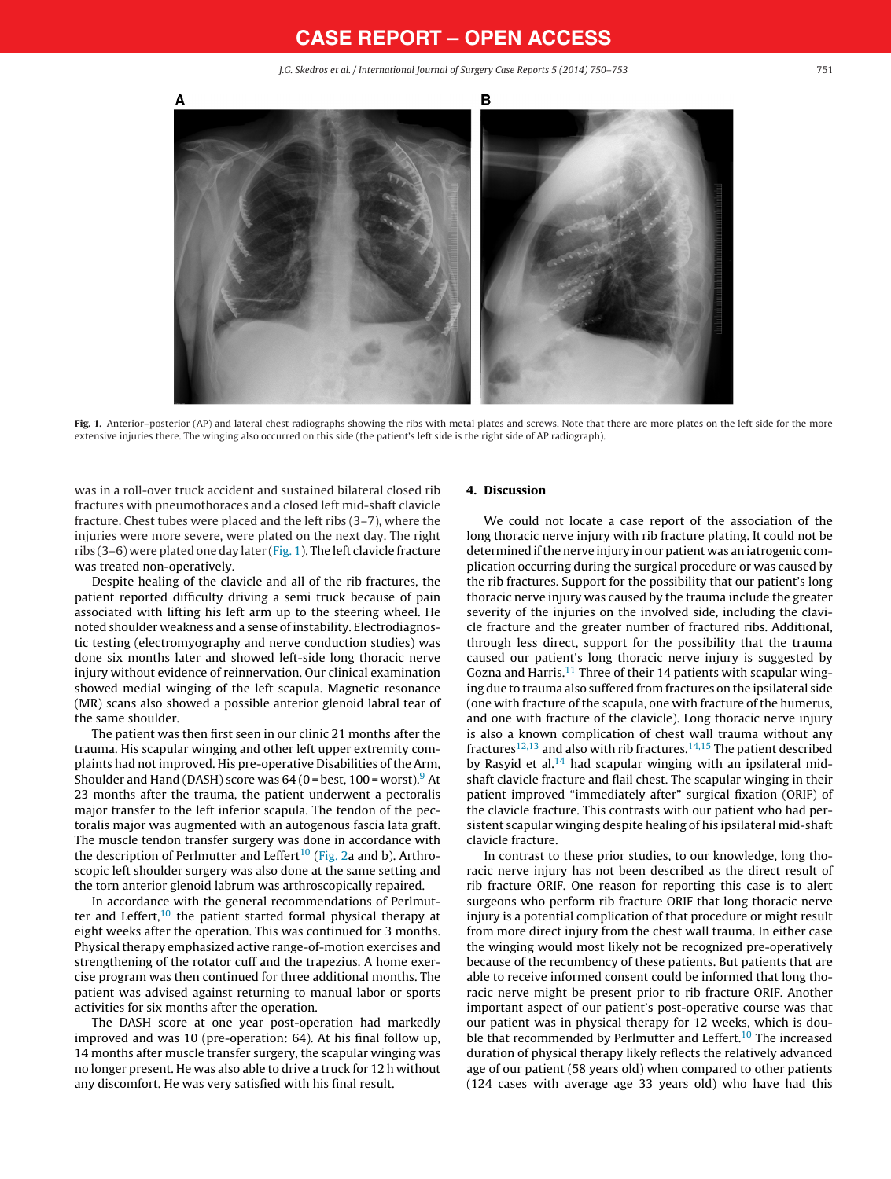Fig. 1. Anterior–posterior (AP) and lateral chest radiographs showing the ribs with metal plates and screws. Note that there are more plates on the left side for the more extensive injuries there. The winging also occurred on this side (the patient's left side is the right side of AP radiograph).

was in a roll-over truck accident and sustained bilateral closed rib fractures with pneumothoraces and a closed left mid-shaft clavicle fracture. Chest tubes were placed and the left ribs (3–7), where the injuries were more severe, were plated on the next day. The right ribs (3–6) were plated one day later (Fig. 1). The left clavicle fracture was treated non-operatively.

Despite healing of the clavicle and all of the rib fractures, the patient reported difficulty driving a semi truck because of pain associated with lifting his left arm up to the steering wheel. He noted shoulder weakness and a sense of instability. Electrodiagnostic testing (electromyography and nerve conduction studies) was done six months later and showed left-side long thoracic nerve injury without evidence of reinnervation. Our clinical examination showed medial winging of the left scapula. Magnetic resonance (MR) scans also showed a possible anterior glenoid labral tear of the same shoulder.

The patient was then first seen in our clinic 21 months after the trauma. His scapular winging and other left upper extremity complaints had not improved. His pre-operative Disabilities of the Arm, Shoulder and Hand (DASH) score was 64 (0 = best, 100 = worst).[9] At 23 months after the trauma, the patient underwent a pectoralis major transfer to the left inferior scapula. The tendon of the pectoralis major was augmented with an autogenous fascia lata graft. The muscle tendon transfer surgery was done in accordance with the description of Perlmutter and Leffert[10] (Fig. 2a and b). Arthroscopic left shoulder surgery was also done at the same setting and the torn anterior glenoid labrum was arthroscopically repaired.

In accordance with the general recommendations of Perlmutter and Leffert,[10] the patient started formal physical therapy at eight weeks after the operation. This was continued for 3 months. Physical therapy emphasized active range-of-motion exercises and strengthening of the rotator cuff and the trapezius. A home exercise program was then continued for three additional months. The patient was advised against returning to manual labor or sports activities for six months after the operation.

The DASH score at one year post-operation had markedly improved and was 10 (pre-operation: 64). At his final follow up, 14 months after muscle transfer surgery, the scapular winging was no longer present. He was also able to drive a truck for 12 h without any discomfort. He was very satisfied with his final result.

## 4. Discussion

We could not locate a case report of the association of the long thoracic nerve injury with rib fracture plating. It could not be determined if the nerve injury in our patient was an iatrogenic complication occurring during the surgical procedure or was caused by the rib fractures. Support for the possibility that our patient's long thoracic nerve injury was caused by the trauma include the greater severity of the injuries on the involved side, including the clavicle fracture and the greater number of fractured ribs. Additional, through less direct, support for the possibility that the trauma caused our patient's long thoracic nerve injury is suggested by Gozna and Harris.[11] Three of their 14 patients with scapular winging due to trauma also suffered from fractures on the ipsilateral side (one with fracture of the scapula, one with fracture of the humerus, and one with fracture of the clavicle). Long thoracic nerve injury is also a known complication of chest wall trauma without any fractures[12,13] and also with rib fractures.[14,15] The patient described by Rasyid et al.[14] had scapular winging with an ipsilateral mid-shaft clavicle fracture and flail chest. The scapular winging in their patient improved "immediately after" surgical fixation (ORIF) of the clavicle fracture. This contrasts with our patient who had persistent scapular winging despite healing of his ipsilateral mid-shaft clavicle fracture.

In contrast to these prior studies, to our knowledge, long thoracic nerve injury has not been described as the direct result of rib fracture ORIF. One reason for reporting this case is to alert surgeons who perform rib fracture ORIF that long thoracic nerve injury is a potential complication of that procedure or might result from more direct injury from the chest wall trauma. In either case the winging would most likely not be recognized pre-operatively because of the recumbency of these patients. But patients that are able to receive informed consent could be informed that long thoracic nerve might be present prior to rib fracture ORIF. Another important aspect of our patient's post-operative course was that our patient was in physical therapy for 12 weeks, which is double that recommended by Perlmutter and Leffert.[10] The increased duration of physical therapy likely reflects the relatively advanced age of our patient (58 years old) when compared to other patients (124 cases with average age 33 years old) who have had this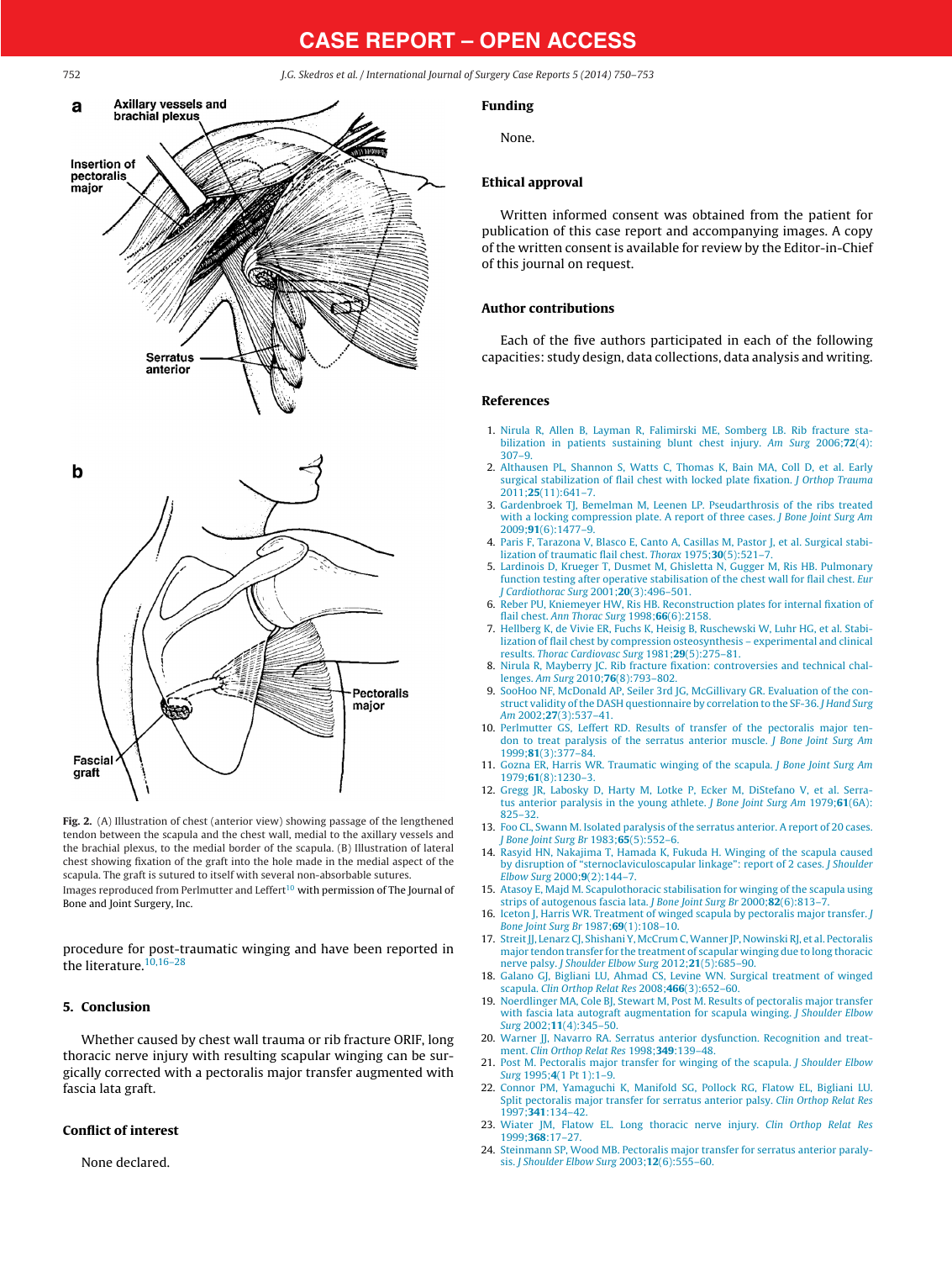**Fig. 2.** (A) Illustration of chest (anterior view) showing passage of the lengthened tendon between the scapula and the chest wall, medial to the axillary vessels and the brachial plexus, to the medial border of the scapula. (B) Illustration of lateral chest showing fixation of the graft into the hole made in the medial aspect of the scapula. The graft is sutured to itself with several non-absorbable sutures.
Images reproduced from Perlmutter and Leffert[10] with permission of The Journal of Bone and Joint Surgery, Inc.

procedure for post-traumatic winging and have been reported in the literature.[10,16–28]

## 5. Conclusion

Whether caused by chest wall trauma or rib fracture ORIF, long thoracic nerve injury with resulting scapular winging can be surgically corrected with a pectoralis major transfer augmented with fascia lata graft.

## Conflict of interest

None declared.

## Funding

None.

## Ethical approval

Written informed consent was obtained from the patient for publication of this case report and accompanying images. A copy of the written consent is available for review by the Editor-in-Chief of this journal on request.

## Author contributions

Each of the five authors participated in each of the following capacities: study design, data collections, data analysis and writing.

## References

1. Nirula R, Allen B, Layman R, Falimirski ME, Somberg LB. Rib fracture stabilization in patients sustaining blunt chest injury. *Am Surg* 2006;**72**(4):307–9.
2. Althausen PL, Shannon S, Watts C, Thomas K, Bain MA, Coll D, et al. Early surgical stabilization of flail chest with locked plate fixation. *J Orthop Trauma* 2011;**25**(11):641–7.
3. Gardenbroek TJ, Bemelman M, Leenen LP. Pseudarthrosis of the ribs treated with a locking compression plate. A report of three cases. *J Bone Joint Surg Am* 2009;**91**(6):1477–9.
4. Paris F, Tarazona V, Blasco E, Canto A, Casillas M, Pastor J, et al. Surgical stabilization of traumatic flail chest. *Thorax* 1975;**30**(5):521–7.
5. Lardinois D, Krueger T, Dusmet M, Ghisletta N, Gugger M, Ris HB. Pulmonary function testing after operative stabilisation of the chest wall for flail chest. *Eur J Cardiothorac Surg* 2001;**20**(3):496–501.
6. Reber PU, Kniemeyer HW, Ris HB. Reconstruction plates for internal fixation of flail chest. *Ann Thorac Surg* 1998;**66**(6):2158.
7. Hellberg K, de Vivie ER, Fuchs K, Heisig B, Ruschewski W, Luhr HG, et al. Stabilization of flail chest by compression osteosynthesis – experimental and clinical results. *Thorac Cardiovasc Surg* 1981;**29**(5):275–81.
8. Nirula R, Mayberry JC. Rib fracture fixation: controversies and technical challenges. *Am Surg* 2010;**76**(8):793–802.
9. SooHoo NF, McDonald AP, Seiler 3rd JG, McGillivary GR. Evaluation of the construct validity of the DASH questionnaire by correlation to the SF-36. *J Hand Surg Am* 2002;**27**(3):537–41.
10. Perlmutter GS, Leffert RD. Results of transfer of the pectoralis major tendon to treat paralysis of the serratus anterior muscle. *J Bone Joint Surg Am* 1999;**81**(3):377–84.
11. Gozna ER, Harris WR. Traumatic winging of the scapula. *J Bone Joint Surg Am* 1979;**61**(8):1230–3.
12. Gregg JR, Labosky D, Harty M, Lotke P, Ecker M, DiStefano V, et al. Serratus anterior paralysis in the young athlete. *J Bone Joint Surg Am* 1979;**61**(6A):825–32.
13. Foo CL, Swann M. Isolated paralysis of the serratus anterior. A report of 20 cases. *J Bone Joint Surg Br* 1983;**65**(5):552–6.
14. Rasyid HN, Nakajima T, Hamada K, Fukuda H. Winging of the scapula caused by disruption of "sternoclaviculoscapular linkage": report of 2 cases. *J Shoulder Elbow Surg* 2000;**9**(2):144–7.
15. Atasoy E, Majd M. Scapulothoracic stabilisation for winging of the scapula using strips of autogenous fascia lata. *J Bone Joint Surg Br* 2000;**82**(6):813–7.
16. Iceton J, Harris WR. Treatment of winged scapula by pectoralis major transfer. *J Bone Joint Surg Br* 1987;**69**(1):108–10.
17. Streit JJ, Lenarz CJ, Shishani Y, McCrum C, Wanner JP, Nowinski RJ, et al. Pectoralis major tendon transfer for the treatment of scapular winging due to long thoracic nerve palsy. *J Shoulder Elbow Surg* 2012;**21**(5):685–90.
18. Galano GJ, Bigliani LU, Ahmad CS, Levine WN. Surgical treatment of winged scapula. *Clin Orthop Relat Res* 2008;**466**(3):652–60.
19. Noerdlinger MA, Cole BJ, Stewart M, Post M. Results of pectoralis major transfer with fascia lata autograft augmentation for scapula winging. *J Shoulder Elbow Surg* 2002;**11**(4):345–50.
20. Warner JJ, Navarro RA. Serratus anterior dysfunction. Recognition and treatment. *Clin Orthop Relat Res* 1998;**349**:139–48.
21. Post M. Pectoralis major transfer for winging of the scapula. *J Shoulder Elbow Surg* 1995;**4**(1 Pt 1):1–9.
22. Connor PM, Yamaguchi K, Manifold SG, Pollock RG, Flatow EL, Bigliani LU. Split pectoralis major transfer for serratus anterior palsy. *Clin Orthop Relat Res* 1997;**341**:134–42.
23. Wiater JM, Flatow EL. Long thoracic nerve injury. *Clin Orthop Relat Res* 1999;**368**:17–27.
24. Steinmann SP, Wood MB. Pectoralis major transfer for serratus anterior paralysis. *J Shoulder Elbow Surg* 2003;**12**(6):555–60.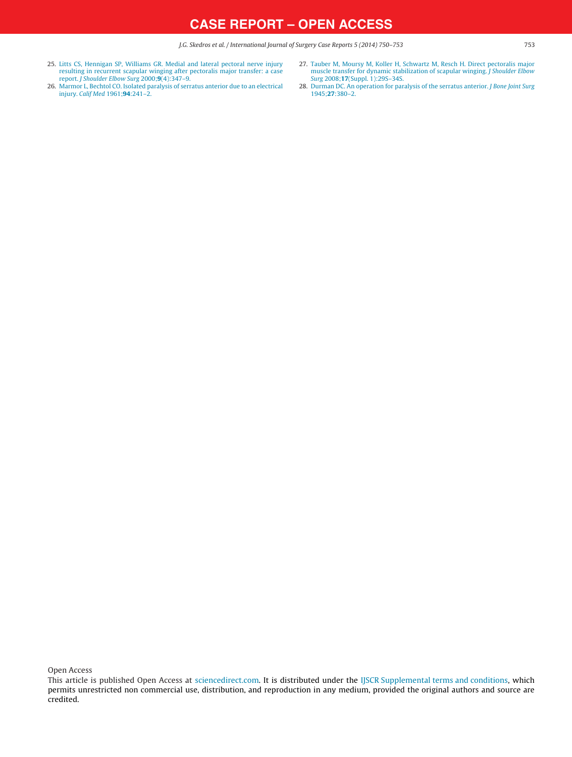25. Litts CS, Hennigan SP, Williams GR. Medial and lateral pectoral nerve injury resulting in recurrent scapular winging after pectoralis major transfer: a case report. *J Shoulder Elbow Surg* 2000;**9**(4):347–9.
26. Marmor L, Bechtol CO. Isolated paralysis of serratus anterior due to an electrical injury. *Calif Med* 1961;**94**:241–2.
27. Tauber M, Moursy M, Koller H, Schwartz M, Resch H. Direct pectoralis major muscle transfer for dynamic stabilization of scapular winging. *J Shoulder Elbow Surg* 2008;**17**(Suppl. 1):29S–34S.
28. Durman DC. An operation for paralysis of the serratus anterior. *J Bone Joint Surg* 1945;**27**:380–2.

Open Access

This article is published Open Access at sciencedirect.com. It is distributed under the IJSCR Supplemental terms and conditions, which permits unrestricted non commercial use, distribution, and reproduction in any medium, provided the original authors and source are credited.